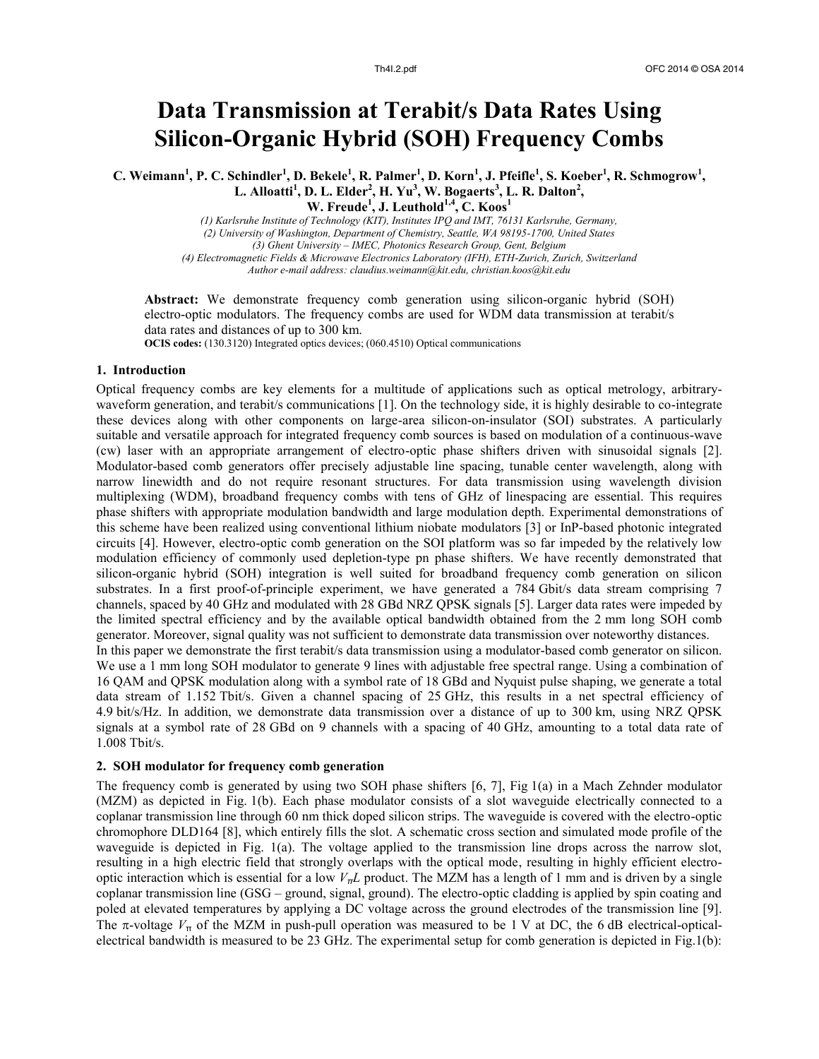# Data Transmission at Terabit/s Data Rates Using Silicon-Organic Hybrid (SOH) Frequency Combs

**C. Weimann[1], P. C. Schindler[1], D. Bekele[1], R. Palmer[1], D. Korn[1], J. Pfeifle[1], S. Koeber[1], R. Schmogrow[1], L. Alloatti[1], D. L. Elder[2], H. Yu[3], W. Bogaerts[3], L. R. Dalton[2], W. Freude[1], J. Leuthold[1,4], C. Koos[1]**

*(1) Karlsruhe Institute of Technology (KIT), Institutes IPQ and IMT, 76131 Karlsruhe, Germany,*
*(2) University of Washington, Department of Chemistry, Seattle, WA 98195-1700, United States*
*(3) Ghent University – IMEC, Photonics Research Group, Gent, Belgium*
*(4) Electromagnetic Fields & Microwave Electronics Laboratory (IFH), ETH-Zurich, Zurich, Switzerland*
*Author e-mail address: claudius.weimann@kit.edu, christian.koos@kit.edu*

**Abstract:** We demonstrate frequency comb generation using silicon-organic hybrid (SOH) electro-optic modulators. The frequency combs are used for WDM data transmission at terabit/s data rates and distances of up to 300 km.

**OCIS codes:** (130.3120) Integrated optics devices; (060.4510) Optical communications

## 1. Introduction

Optical frequency combs are key elements for a multitude of applications such as optical metrology, arbitrary-waveform generation, and terabit/s communications [1]. On the technology side, it is highly desirable to co-integrate these devices along with other components on large-area silicon-on-insulator (SOI) substrates. A particularly suitable and versatile approach for integrated frequency comb sources is based on modulation of a continuous-wave (cw) laser with an appropriate arrangement of electro-optic phase shifters driven with sinusoidal signals [2]. Modulator-based comb generators offer precisely adjustable line spacing, tunable center wavelength, along with narrow linewidth and do not require resonant structures. For data transmission using wavelength division multiplexing (WDM), broadband frequency combs with tens of GHz of linespacing are essential. This requires phase shifters with appropriate modulation bandwidth and large modulation depth. Experimental demonstrations of this scheme have been realized using conventional lithium niobate modulators [3] or InP-based photonic integrated circuits [4]. However, electro-optic comb generation on the SOI platform was so far impeded by the relatively low modulation efficiency of commonly used depletion-type pn phase shifters. We have recently demonstrated that silicon-organic hybrid (SOH) integration is well suited for broadband frequency comb generation on silicon substrates. In a first proof-of-principle experiment, we have generated a 784 Gbit/s data stream comprising 7 channels, spaced by 40 GHz and modulated with 28 GBd NRZ QPSK signals [5]. Larger data rates were impeded by the limited spectral efficiency and by the available optical bandwidth obtained from the 2 mm long SOH comb generator. Moreover, signal quality was not sufficient to demonstrate data transmission over noteworthy distances.

In this paper we demonstrate the first terabit/s data transmission using a modulator-based comb generator on silicon. We use a 1 mm long SOH modulator to generate 9 lines with adjustable free spectral range. Using a combination of 16 QAM and QPSK modulation along with a symbol rate of 18 GBd and Nyquist pulse shaping, we generate a total data stream of 1.152 Tbit/s. Given a channel spacing of 25 GHz, this results in a net spectral efficiency of 4.9 bit/s/Hz. In addition, we demonstrate data transmission over a distance of up to 300 km, using NRZ QPSK signals at a symbol rate of 28 GBd on 9 channels with a spacing of 40 GHz, amounting to a total data rate of 1.008 Tbit/s.

## 2. SOH modulator for frequency comb generation

The frequency comb is generated by using two SOH phase shifters [6, 7], Fig 1(a) in a Mach Zehnder modulator (MZM) as depicted in Fig. 1(b). Each phase modulator consists of a slot waveguide electrically connected to a coplanar transmission line through 60 nm thick doped silicon strips. The waveguide is covered with the electro-optic chromophore DLD164 [8], which entirely fills the slot. A schematic cross section and simulated mode profile of the waveguide is depicted in Fig. 1(a). The voltage applied to the transmission line drops across the narrow slot, resulting in a high electric field that strongly overlaps with the optical mode, resulting in highly efficient electro-optic interaction which is essential for a low $V_{\pi}L$ product. The MZM has a length of 1 mm and is driven by a single coplanar transmission line (GSG – ground, signal, ground). The electro-optic cladding is applied by spin coating and poled at elevated temperatures by applying a DC voltage across the ground electrodes of the transmission line [9]. The π-voltage $V_{\pi}$ of the MZM in push-pull operation was measured to be 1 V at DC, the 6 dB electrical-optical-electrical bandwidth is measured to be 23 GHz. The experimental setup for comb generation is depicted in Fig.1(b):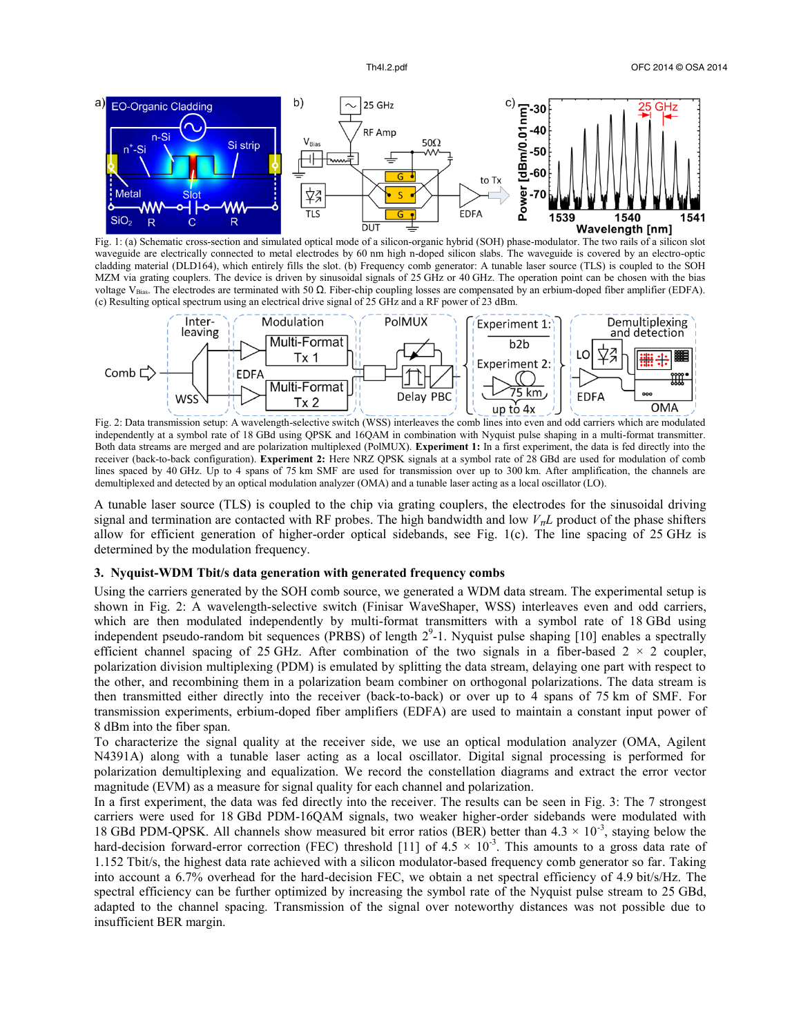Fig. 1: (a) Schematic cross-section and simulated optical mode of a silicon-organic hybrid (SOH) phase-modulator. The two rails of a silicon slot waveguide are electrically connected to metal electrodes by 60 nm high n-doped silicon slabs. The waveguide is covered by an electro-optic cladding material (DLD164), which entirely fills the slot. (b) Frequency comb generator: A tunable laser source (TLS) is coupled to the SOH MZM via grating couplers. The device is driven by sinusoidal signals of 25 GHz or 40 GHz. The operation point can be chosen with the bias voltage $V_{Bias}$. The electrodes are terminated with 50 Ω. Fiber-chip coupling losses are compensated by an erbium-doped fiber amplifier (EDFA). (c) Resulting optical spectrum using an electrical drive signal of 25 GHz and a RF power of 23 dBm.

Fig. 2: Data transmission setup: A wavelength-selective switch (WSS) interleaves the comb lines into even and odd carriers which are modulated independently at a symbol rate of 18 GBd using QPSK and 16QAM in combination with Nyquist pulse shaping in a multi-format transmitter. Both data streams are merged and are polarization multiplexed (PolMUX). **Experiment 1:** In a first experiment, the data is fed directly into the receiver (back-to-back configuration). **Experiment 2:** Here NRZ QPSK signals at a symbol rate of 28 GBd are used for modulation of comb lines spaced by 40 GHz. Up to 4 spans of 75 km SMF are used for transmission over up to 300 km. After amplification, the channels are demultiplexed and detected by an optical modulation analyzer (OMA) and a tunable laser acting as a local oscillator (LO).

A tunable laser source (TLS) is coupled to the chip via grating couplers, the electrodes for the sinusoidal driving signal and termination are contacted with RF probes. The high bandwidth and low $V_{\pi}L$ product of the phase shifters allow for efficient generation of higher-order optical sidebands, see Fig. 1(c). The line spacing of 25 GHz is determined by the modulation frequency.

### 3. Nyquist-WDM Tbit/s data generation with generated frequency combs

Using the carriers generated by the SOH comb source, we generated a WDM data stream. The experimental setup is shown in Fig. 2: A wavelength-selective switch (Finisar WaveShaper, WSS) interleaves even and odd carriers, which are then modulated independently by multi-format transmitters with a symbol rate of 18 GBd using independent pseudo-random bit sequences (PRBS) of length $2^9$-1. Nyquist pulse shaping [10] enables a spectrally efficient channel spacing of 25 GHz. After combination of the two signals in a fiber-based 2 × 2 coupler, polarization division multiplexing (PDM) is emulated by splitting the data stream, delaying one part with respect to the other, and recombining them in a polarization beam combiner on orthogonal polarizations. The data stream is then transmitted either directly into the receiver (back-to-back) or over up to 4 spans of 75 km of SMF. For transmission experiments, erbium-doped fiber amplifiers (EDFA) are used to maintain a constant input power of 8 dBm into the fiber span.

To characterize the signal quality at the receiver side, we use an optical modulation analyzer (OMA, Agilent N4391A) along with a tunable laser acting as a local oscillator. Digital signal processing is performed for polarization demultiplexing and equalization. We record the constellation diagrams and extract the error vector magnitude (EVM) as a measure for signal quality for each channel and polarization.

In a first experiment, the data was fed directly into the receiver. The results can be seen in Fig. 3: The 7 strongest carriers were used for 18 GBd PDM-16QAM signals, two weaker higher-order sidebands were modulated with 18 GBd PDM-QPSK. All channels show measured bit error ratios (BER) better than $4.3 \times 10^{-3}$, staying below the hard-decision forward-error correction (FEC) threshold [11] of $4.5 \times 10^{-3}$. This amounts to a gross data rate of 1.152 Tbit/s, the highest data rate achieved with a silicon modulator-based frequency comb generator so far. Taking into account a 6.7% overhead for the hard-decision FEC, we obtain a net spectral efficiency of 4.9 bit/s/Hz. The spectral efficiency can be further optimized by increasing the symbol rate of the Nyquist pulse stream to 25 GBd, adapted to the channel spacing. Transmission of the signal over noteworthy distances was not possible due to insufficient BER margin.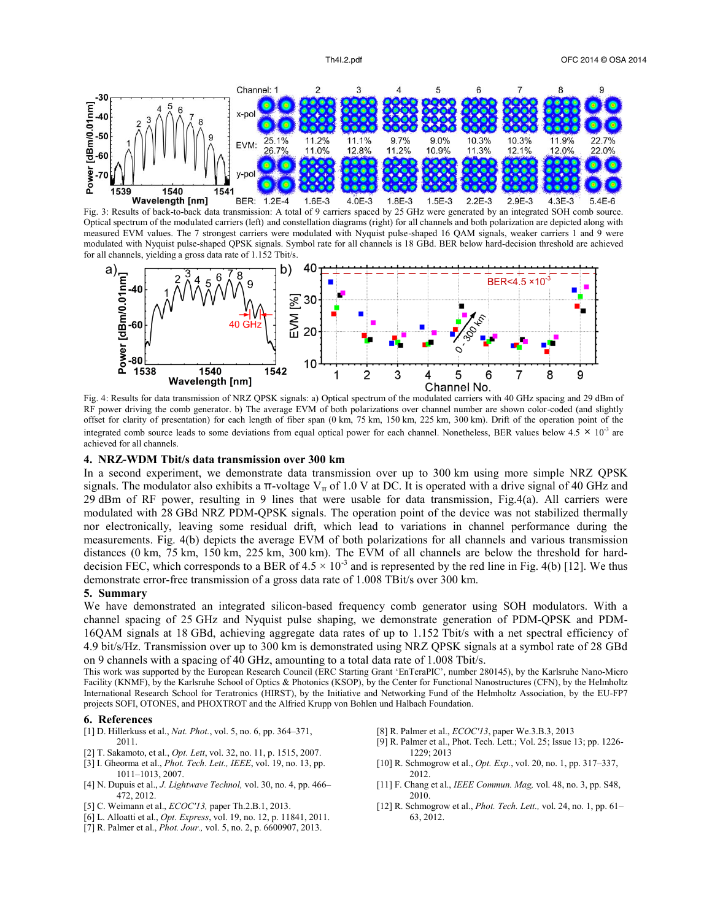Channel: 1 2 3 4 5 6 7 8 9

x-pol

EVM: 25.1% 11.2% 11.1% 9.7% 9.0% 10.3% 10.3% 11.9% 22.7%
26.7% 11.0% 12.8% 11.2% 10.9% 11.3% 12.1% 12.0% 22.0%

y-pol

BER: 1.2E-4 1.6E-3 4.0E-3 1.8E-3 1.5E-3 2.2E-3 2.9E-3 4.3E-3 5.4E-6

Power [dBm/0.01nm]

Wavelength [nm]

Fig. 3: Results of back-to-back data transmission: A total of 9 carriers spaced by 25 GHz were generated by an integrated SOH comb source. Optical spectrum of the modulated carriers (left) and constellation diagrams (right) for all channels and both polarization are depicted along with measured EVM values. The 7 strongest carriers were modulated with Nyquist pulse-shaped 16 QAM signals, weaker carriers 1 and 9 were modulated with Nyquist pulse-shaped QPSK signals. Symbol rate for all channels is 18 GBd. BER below hard-decision threshold are achieved for all channels, yielding a gross data rate of 1.152 Tbit/s.

a)

40 GHz

Power [dBm/0.01nm]

Wavelength [nm]

b)

BER<4.5 ×10$^{-3}$

0 - 300 km

EVM [%]

Channel No.

Fig. 4: Results for data transmission of NRZ QPSK signals: a) Optical spectrum of the modulated carriers with 40 GHz spacing and 29 dBm of RF power driving the comb generator. b) The average EVM of both polarizations over channel number are shown color-coded (and slightly offset for clarity of presentation) for each length of fiber span (0 km, 75 km, 150 km, 225 km, 300 km). Drift of the operation point of the integrated comb source leads to some deviations from equal optical power for each channel. Nonetheless, BER values below $4.5 \times 10^{-3}$ are achieved for all channels.

## 4. NRZ-WDM Tbit/s data transmission over 300 km

In a second experiment, we demonstrate data transmission over up to 300 km using more simple NRZ QPSK signals. The modulator also exhibits a π-voltage $V_\pi$ of 1.0 V at DC. It is operated with a drive signal of 40 GHz and 29 dBm of RF power, resulting in 9 lines that were usable for data transmission, Fig.4(a). All carriers were modulated with 28 GBd NRZ PDM-QPSK signals. The operation point of the device was not stabilized thermally nor electronically, leaving some residual drift, which lead to variations in channel performance during the measurements. Fig. 4(b) depicts the average EVM of both polarizations for all channels and various transmission distances (0 km, 75 km, 150 km, 225 km, 300 km). The EVM of all channels are below the threshold for hard-decision FEC, which corresponds to a BER of $4.5 \times 10^{-3}$ and is represented by the red line in Fig. 4(b) [12]. We thus demonstrate error-free transmission of a gross data rate of 1.008 TBit/s over 300 km.

## 5. Summary

We have demonstrated an integrated silicon-based frequency comb generator using SOH modulators. With a channel spacing of 25 GHz and Nyquist pulse shaping, we demonstrate generation of PDM-QPSK and PDM-16QAM signals at 18 GBd, achieving aggregate data rates of up to 1.152 Tbit/s with a net spectral efficiency of 4.9 bit/s/Hz. Transmission over up to 300 km is demonstrated using NRZ QPSK signals at a symbol rate of 28 GBd on 9 channels with a spacing of 40 GHz, amounting to a total data rate of 1.008 Tbit/s.

This work was supported by the European Research Council (ERC Starting Grant 'EnTeraPIC', number 280145), by the Karlsruhe Nano-Micro Facility (KNMF), by the Karlsruhe School of Optics & Photonics (KSOP), by the Center for Functional Nanostructures (CFN), by the Helmholtz International Research School for Teratronics (HIRST), by the Initiative and Networking Fund of the Helmholtz Association, by the EU-FP7 projects SOFI, OTONES, and PHOXTROT and the Alfried Krupp von Bohlen und Halbach Foundation.

## 6. References

[1] D. Hillerkuss et al., *Nat. Phot.*, vol. 5, no. 6, pp. 364–371, 2011.

[2] T. Sakamoto, et al., *Opt. Lett*, vol. 32, no. 11, p. 1515, 2007.

[3] I. Gheorma et al., *Phot. Tech. Lett., IEEE*, vol. 19, no. 13, pp. 1011–1013, 2007.

[4] N. Dupuis et al., *J. Lightwave Technol,* vol. 30, no. 4, pp. 466–472, 2012.

[5] C. Weimann et al., *ECOC'13,* paper Th.2.B.1, 2013.

[6] L. Alloatti et al., *Opt. Express*, vol. 19, no. 12, p. 11841, 2011.

[7] R. Palmer et al., *Phot. Jour.,* vol. 5, no. 2, p. 6600907, 2013.

[8] R. Palmer et al., *ECOC'13*, paper We.3.B.3, 2013

[9] R. Palmer et al., Phot. Tech. Lett.; Vol. 25; Issue 13; pp. 1226-1229; 2013

[10] R. Schmogrow et al., *Opt. Exp.*, vol. 20, no. 1, pp. 317–337, 2012.

[11] F. Chang et al., *IEEE Commun. Mag,* vol. 48, no. 3, pp. S48, 2010.

[12] R. Schmogrow et al., *Phot. Tech. Lett.,* vol. 24, no. 1, pp. 61–63, 2012.